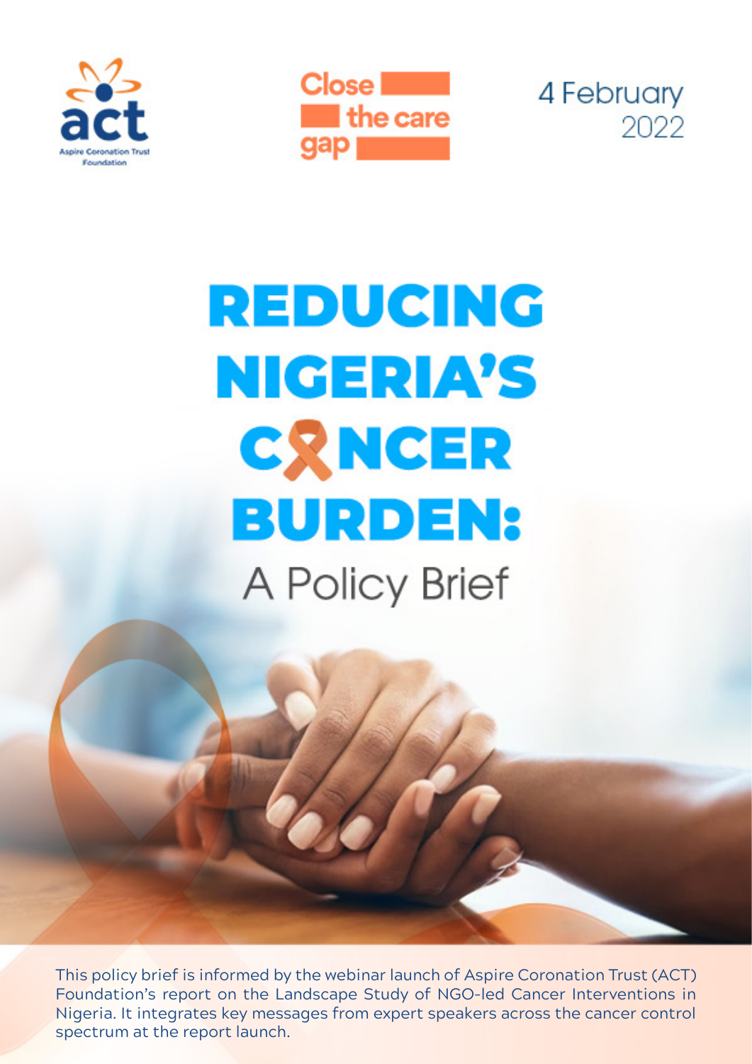act
Aspire Coronation Trust Foundation

Close the care gap

4 February 2022

# REDUCING NIGERIA'S CANCER BURDEN:

## A Policy Brief

This policy brief is informed by the webinar launch of Aspire Coronation Trust (ACT) Foundation's report on the Landscape Study of NGO-led Cancer Interventions in Nigeria. It integrates key messages from expert speakers across the cancer control spectrum at the report launch.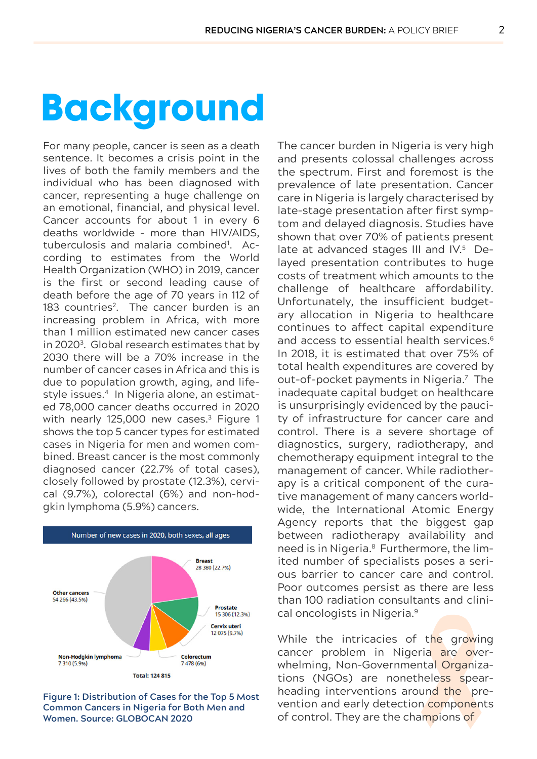# Background

For many people, cancer is seen as a death sentence. It becomes a crisis point in the lives of both the family members and the individual who has been diagnosed with cancer, representing a huge challenge on an emotional, financial, and physical level. Cancer accounts for about 1 in every 6 deaths worldwide - more than HIV/AIDS, tuberculosis and malaria combined[1]. According to estimates from the World Health Organization (WHO) in 2019, cancer is the first or second leading cause of death before the age of 70 years in 112 of 183 countries[2]. The cancer burden is an increasing problem in Africa, with more than 1 million estimated new cancer cases in 2020[3]. Global research estimates that by 2030 there will be a 70% increase in the number of cancer cases in Africa and this is due to population growth, aging, and lifestyle issues.[4] In Nigeria alone, an estimated 78,000 cancer deaths occurred in 2020 with nearly 125,000 new cases.[3] Figure 1 shows the top 5 cancer types for estimated cases in Nigeria for men and women combined. Breast cancer is the most commonly diagnosed cancer (22.7% of total cases), closely followed by prostate (12.3%), cervical (9.7%), colorectal (6%) and non-hodgkin lymphoma (5.9%) cancers.

Number of new cases in 2020, both sexes, all ages

| Cancer | New cases (%) |
| --- | --- |
| Breast | 28 380 (22.7%) |
| Prostate | 15 306 (12.3%) |
| Cervix uteri | 12 075 (9.7%) |
| Colorectum | 7 478 (6%) |
| Non-Hodgkin lymphoma | 7 310 (5.9%) |
| Other cancers | 54 266 (43.5%) |
| Total | 124 815 |

Figure 1: Distribution of Cases for the Top 5 Most Common Cancers in Nigeria for Both Men and Women. Source: GLOBOCAN 2020

The cancer burden in Nigeria is very high and presents colossal challenges across the spectrum. First and foremost is the prevalence of late presentation. Cancer care in Nigeria is largely characterised by late-stage presentation after first symptom and delayed diagnosis. Studies have shown that over 70% of patients present late at advanced stages III and IV.[5] Delayed presentation contributes to huge costs of treatment which amounts to the challenge of healthcare affordability. Unfortunately, the insufficient budgetary allocation in Nigeria to healthcare continues to affect capital expenditure and access to essential health services.[6] In 2018, it is estimated that over 75% of total health expenditures are covered by out-of-pocket payments in Nigeria.[7] The inadequate capital budget on healthcare is unsurprisingly evidenced by the paucity of infrastructure for cancer care and control. There is a severe shortage of diagnostics, surgery, radiotherapy, and chemotherapy equipment integral to the management of cancer. While radiotherapy is a critical component of the curative management of many cancers worldwide, the International Atomic Energy Agency reports that the biggest gap between radiotherapy availability and need is in Nigeria.[8] Furthermore, the limited number of specialists poses a serious barrier to cancer care and control. Poor outcomes persist as there are less than 100 radiation consultants and clinical oncologists in Nigeria.[9]

While the intricacies of the growing cancer problem in Nigeria are overwhelming, Non-Governmental Organizations (NGOs) are nonetheless spearheading interventions around the prevention and early detection components of control. They are the champions of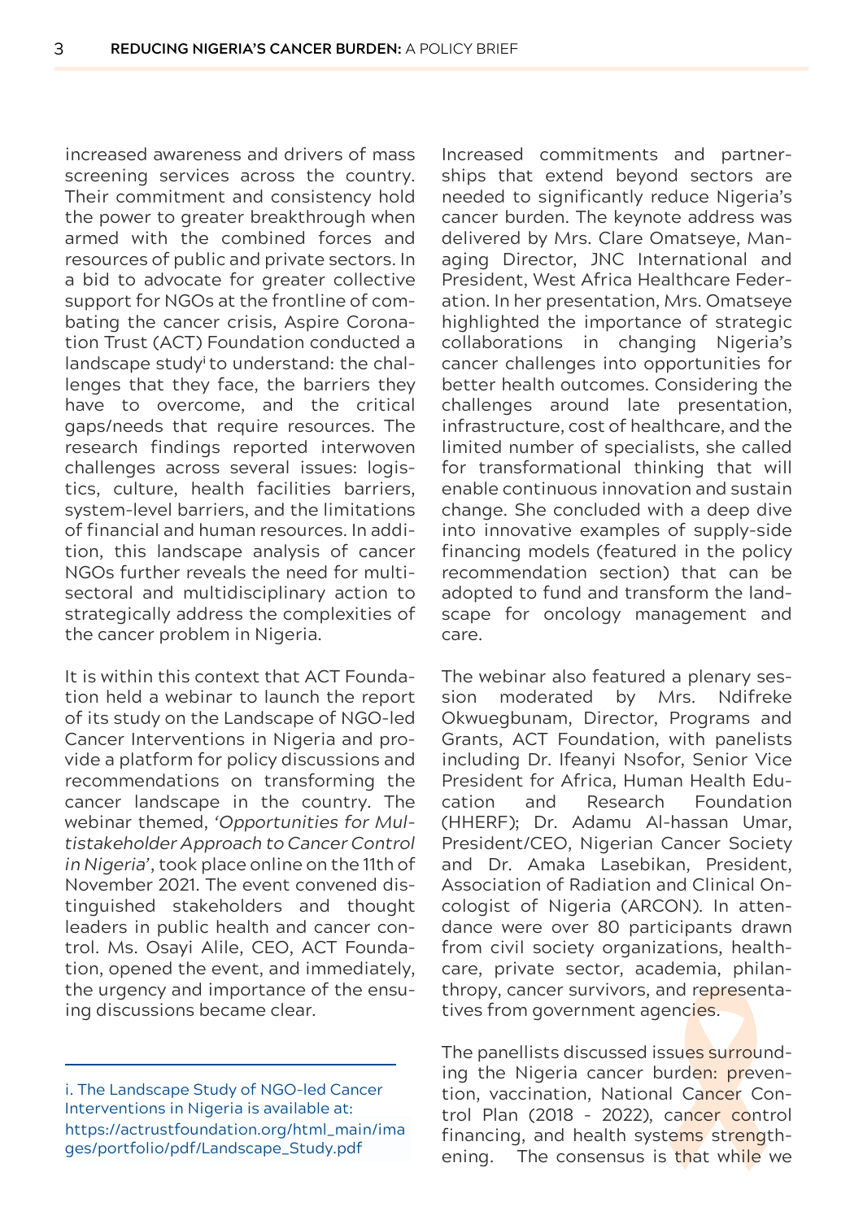increased awareness and drivers of mass screening services across the country. Their commitment and consistency hold the power to greater breakthrough when armed with the combined forces and resources of public and private sectors. In a bid to advocate for greater collective support for NGOs at the frontline of combating the cancer crisis, Aspire Coronation Trust (ACT) Foundation conducted a landscape study[i] to understand: the challenges that they face, the barriers they have to overcome, and the critical gaps/needs that require resources. The research findings reported interwoven challenges across several issues: logistics, culture, health facilities barriers, system-level barriers, and the limitations of financial and human resources. In addition, this landscape analysis of cancer NGOs further reveals the need for multisectoral and multidisciplinary action to strategically address the complexities of the cancer problem in Nigeria.

It is within this context that ACT Foundation held a webinar to launch the report of its study on the Landscape of NGO-led Cancer Interventions in Nigeria and provide a platform for policy discussions and recommendations on transforming the cancer landscape in the country. The webinar themed, *'Opportunities for Multistakeholder Approach to Cancer Control in Nigeria'*, took place online on the 11th of November 2021. The event convened distinguished stakeholders and thought leaders in public health and cancer control. Ms. Osayi Alile, CEO, ACT Foundation, opened the event, and immediately, the urgency and importance of the ensuing discussions became clear.

Increased commitments and partnerships that extend beyond sectors are needed to significantly reduce Nigeria's cancer burden. The keynote address was delivered by Mrs. Clare Omatseye, Managing Director, JNC International and President, West Africa Healthcare Federation. In her presentation, Mrs. Omatseye highlighted the importance of strategic collaborations in changing Nigeria's cancer challenges into opportunities for better health outcomes. Considering the challenges around late presentation, infrastructure, cost of healthcare, and the limited number of specialists, she called for transformational thinking that will enable continuous innovation and sustain change. She concluded with a deep dive into innovative examples of supply-side financing models (featured in the policy recommendation section) that can be adopted to fund and transform the landscape for oncology management and care.

The webinar also featured a plenary session moderated by Mrs. Ndifreke Okwuegbunam, Director, Programs and Grants, ACT Foundation, with panelists including Dr. Ifeanyi Nsofor, Senior Vice President for Africa, Human Health Education and Research Foundation (HHERF); Dr. Adamu Al-hassan Umar, President/CEO, Nigerian Cancer Society and Dr. Amaka Lasebikan, President, Association of Radiation and Clinical Oncologist of Nigeria (ARCON). In attendance were over 80 participants drawn from civil society organizations, healthcare, private sector, academia, philanthropy, cancer survivors, and representatives from government agencies.

The panellists discussed issues surrounding the Nigeria cancer burden: prevention, vaccination, National Cancer Control Plan (2018 - 2022), cancer control financing, and health systems strengthening. The consensus is that while we

---

i. The Landscape Study of NGO-led Cancer Interventions in Nigeria is available at: https://actrustfoundation.org/html_main/images/portfolio/pdf/Landscape_Study.pdf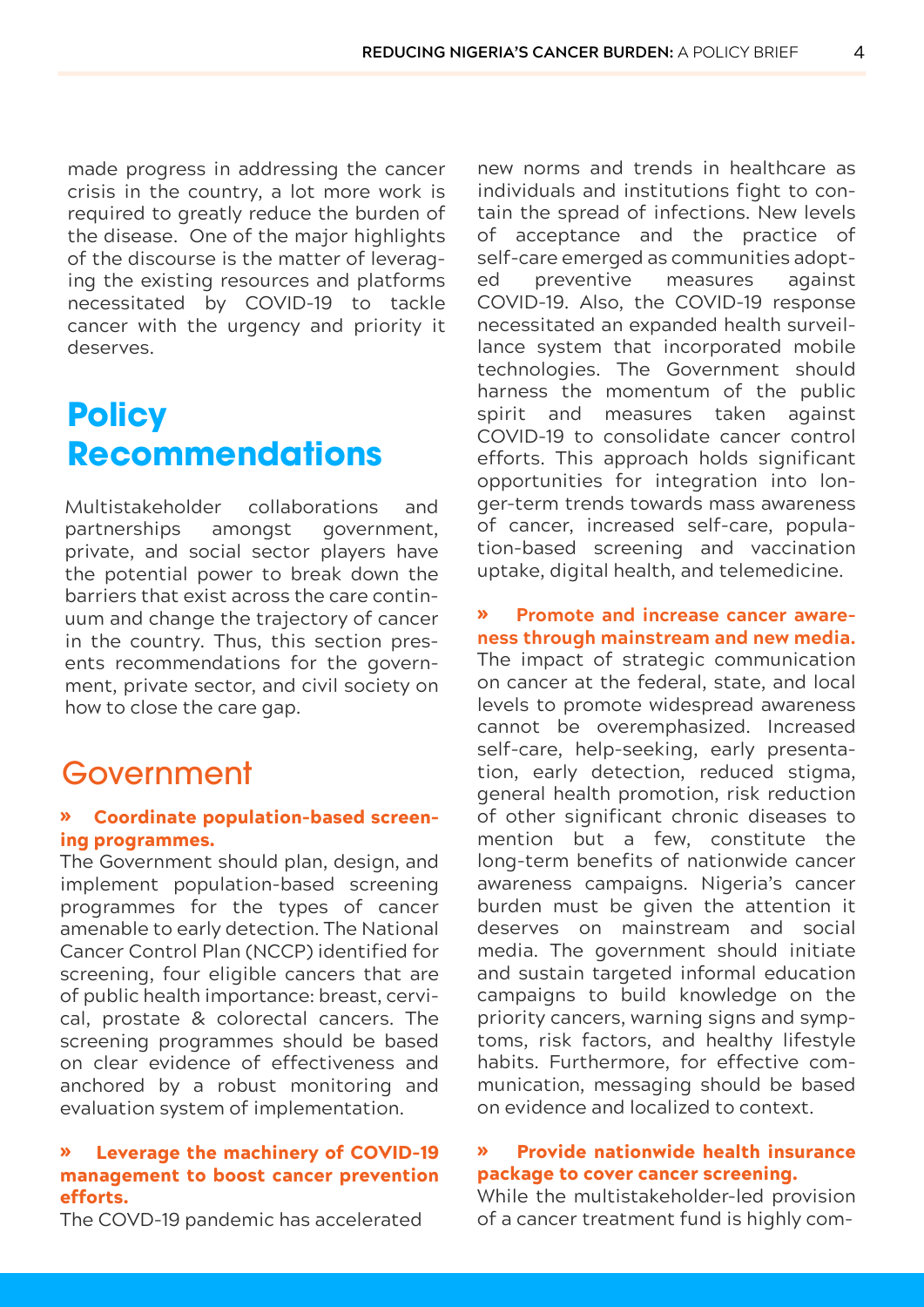made progress in addressing the cancer crisis in the country, a lot more work is required to greatly reduce the burden of the disease. One of the major highlights of the discourse is the matter of leveraging the existing resources and platforms necessitated by COVID-19 to tackle cancer with the urgency and priority it deserves.

# Policy Recommendations

Multistakeholder collaborations and partnerships amongst government, private, and social sector players have the potential power to break down the barriers that exist across the care continuum and change the trajectory of cancer in the country. Thus, this section presents recommendations for the government, private sector, and civil society on how to close the care gap.

## Government

**» Coordinate population-based screening programmes.**

The Government should plan, design, and implement population-based screening programmes for the types of cancer amenable to early detection. The National Cancer Control Plan (NCCP) identified for screening, four eligible cancers that are of public health importance: breast, cervical, prostate & colorectal cancers. The screening programmes should be based on clear evidence of effectiveness and anchored by a robust monitoring and evaluation system of implementation.

**» Leverage the machinery of COVID-19 management to boost cancer prevention efforts.**

The COVD-19 pandemic has accelerated new norms and trends in healthcare as individuals and institutions fight to contain the spread of infections. New levels of acceptance and the practice of self-care emerged as communities adopted preventive measures against COVID-19. Also, the COVID-19 response necessitated an expanded health surveillance system that incorporated mobile technologies. The Government should harness the momentum of the public spirit and measures taken against COVID-19 to consolidate cancer control efforts. This approach holds significant opportunities for integration into longer-term trends towards mass awareness of cancer, increased self-care, population-based screening and vaccination uptake, digital health, and telemedicine.

**» Promote and increase cancer awareness through mainstream and new media.**

The impact of strategic communication on cancer at the federal, state, and local levels to promote widespread awareness cannot be overemphasized. Increased self-care, help-seeking, early presentation, early detection, reduced stigma, general health promotion, risk reduction of other significant chronic diseases to mention but a few, constitute the long-term benefits of nationwide cancer awareness campaigns. Nigeria's cancer burden must be given the attention it deserves on mainstream and social media. The government should initiate and sustain targeted informal education campaigns to build knowledge on the priority cancers, warning signs and symptoms, risk factors, and healthy lifestyle habits. Furthermore, for effective communication, messaging should be based on evidence and localized to context.

**» Provide nationwide health insurance package to cover cancer screening.**

While the multistakeholder-led provision of a cancer treatment fund is highly com-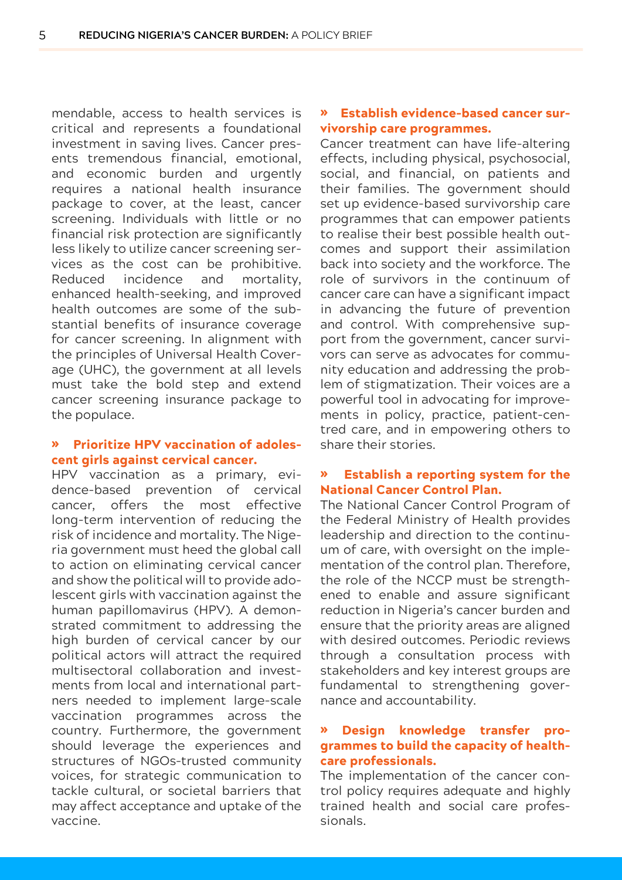mendable, access to health services is critical and represents a foundational investment in saving lives. Cancer presents tremendous financial, emotional, and economic burden and urgently requires a national health insurance package to cover, at the least, cancer screening. Individuals with little or no financial risk protection are significantly less likely to utilize cancer screening services as the cost can be prohibitive. Reduced incidence and mortality, enhanced health-seeking, and improved health outcomes are some of the substantial benefits of insurance coverage for cancer screening. In alignment with the principles of Universal Health Coverage (UHC), the government at all levels must take the bold step and extend cancer screening insurance package to the populace.

**» Prioritize HPV vaccination of adolescent girls against cervical cancer.**

HPV vaccination as a primary, evidence-based prevention of cervical cancer, offers the most effective long-term intervention of reducing the risk of incidence and mortality. The Nigeria government must heed the global call to action on eliminating cervical cancer and show the political will to provide adolescent girls with vaccination against the human papillomavirus (HPV). A demonstrated commitment to addressing the high burden of cervical cancer by our political actors will attract the required multisectoral collaboration and investments from local and international partners needed to implement large-scale vaccination programmes across the country. Furthermore, the government should leverage the experiences and structures of NGOs-trusted community voices, for strategic communication to tackle cultural, or societal barriers that may affect acceptance and uptake of the vaccine.

**» Establish evidence-based cancer survivorship care programmes.**

Cancer treatment can have life-altering effects, including physical, psychosocial, social, and financial, on patients and their families. The government should set up evidence-based survivorship care programmes that can empower patients to realise their best possible health outcomes and support their assimilation back into society and the workforce. The role of survivors in the continuum of cancer care can have a significant impact in advancing the future of prevention and control. With comprehensive support from the government, cancer survivors can serve as advocates for community education and addressing the problem of stigmatization. Their voices are a powerful tool in advocating for improvements in policy, practice, patient-centred care, and in empowering others to share their stories.

**» Establish a reporting system for the National Cancer Control Plan.**

The National Cancer Control Program of the Federal Ministry of Health provides leadership and direction to the continuum of care, with oversight on the implementation of the control plan. Therefore, the role of the NCCP must be strengthened to enable and assure significant reduction in Nigeria's cancer burden and ensure that the priority areas are aligned with desired outcomes. Periodic reviews through a consultation process with stakeholders and key interest groups are fundamental to strengthening governance and accountability.

**» Design knowledge transfer programmes to build the capacity of healthcare professionals.**

The implementation of the cancer control policy requires adequate and highly trained health and social care professionals.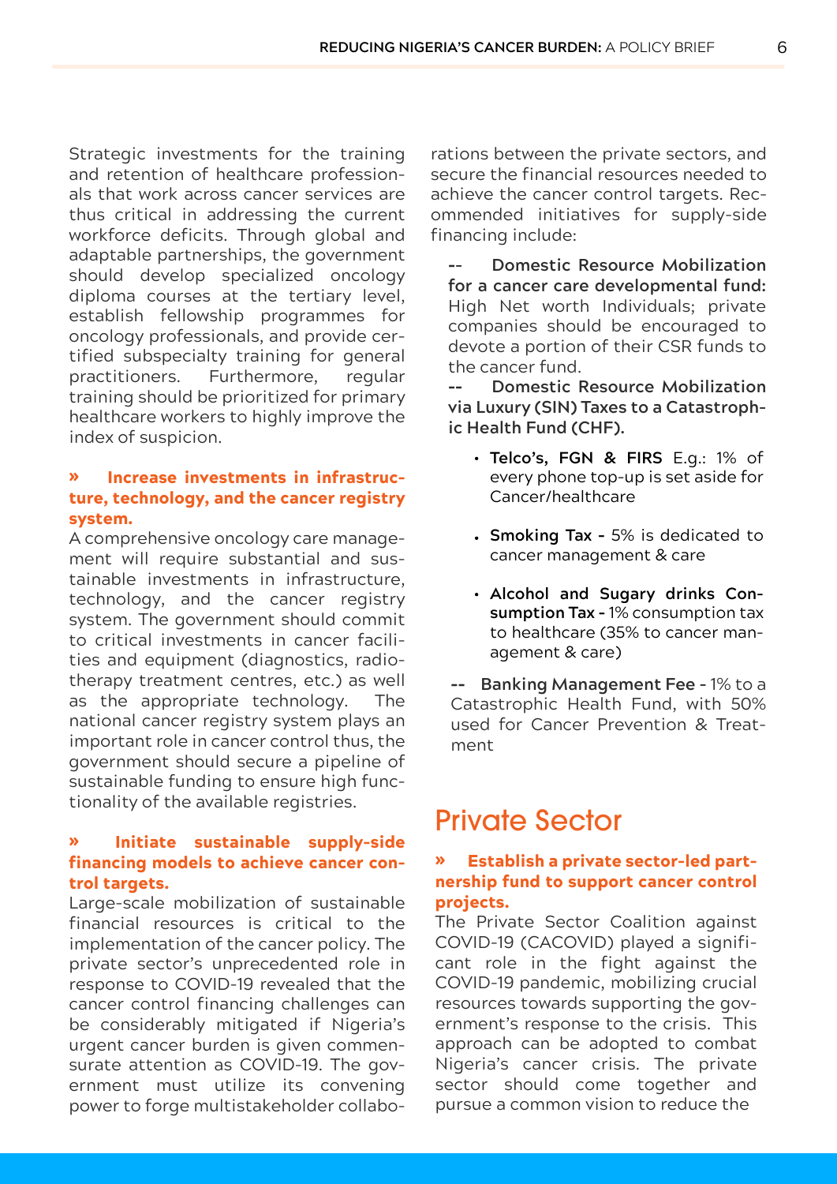Strategic investments for the training and retention of healthcare professionals that work across cancer services are thus critical in addressing the current workforce deficits. Through global and adaptable partnerships, the government should develop specialized oncology diploma courses at the tertiary level, establish fellowship programmes for oncology professionals, and provide certified subspecialty training for general practitioners. Furthermore, regular training should be prioritized for primary healthcare workers to highly improve the index of suspicion.

**» Increase investments in infrastructure, technology, and the cancer registry system.**

A comprehensive oncology care management will require substantial and sustainable investments in infrastructure, technology, and the cancer registry system. The government should commit to critical investments in cancer facilities and equipment (diagnostics, radiotherapy treatment centres, etc.) as well as the appropriate technology. The national cancer registry system plays an important role in cancer control thus, the government should secure a pipeline of sustainable funding to ensure high functionality of the available registries.

**» Initiate sustainable supply-side financing models to achieve cancer control targets.**

Large-scale mobilization of sustainable financial resources is critical to the implementation of the cancer policy. The private sector's unprecedented role in response to COVID-19 revealed that the cancer control financing challenges can be considerably mitigated if Nigeria's urgent cancer burden is given commensurate attention as COVID-19. The government must utilize its convening power to forge multistakeholder collaborations between the private sectors, and secure the financial resources needed to achieve the cancer control targets. Recommended initiatives for supply-side financing include:

-- **Domestic Resource Mobilization for a cancer care developmental fund:** High Net worth Individuals; private companies should be encouraged to devote a portion of their CSR funds to the cancer fund.

-- **Domestic Resource Mobilization via Luxury (SIN) Taxes to a Catastrophic Health Fund (CHF).**

- **Telco's, FGN & FIRS** E.g.: 1% of every phone top-up is set aside for Cancer/healthcare
- **Smoking Tax -** 5% is dedicated to cancer management & care
- **Alcohol and Sugary drinks Consumption Tax -** 1% consumption tax to healthcare (35% to cancer management & care)

-- **Banking Management Fee -** 1% to a Catastrophic Health Fund, with 50% used for Cancer Prevention & Treatment

## Private Sector

**» Establish a private sector-led partnership fund to support cancer control projects.**

The Private Sector Coalition against COVID-19 (CACOVID) played a significant role in the fight against the COVID-19 pandemic, mobilizing crucial resources towards supporting the government's response to the crisis. This approach can be adopted to combat Nigeria's cancer crisis. The private sector should come together and pursue a common vision to reduce the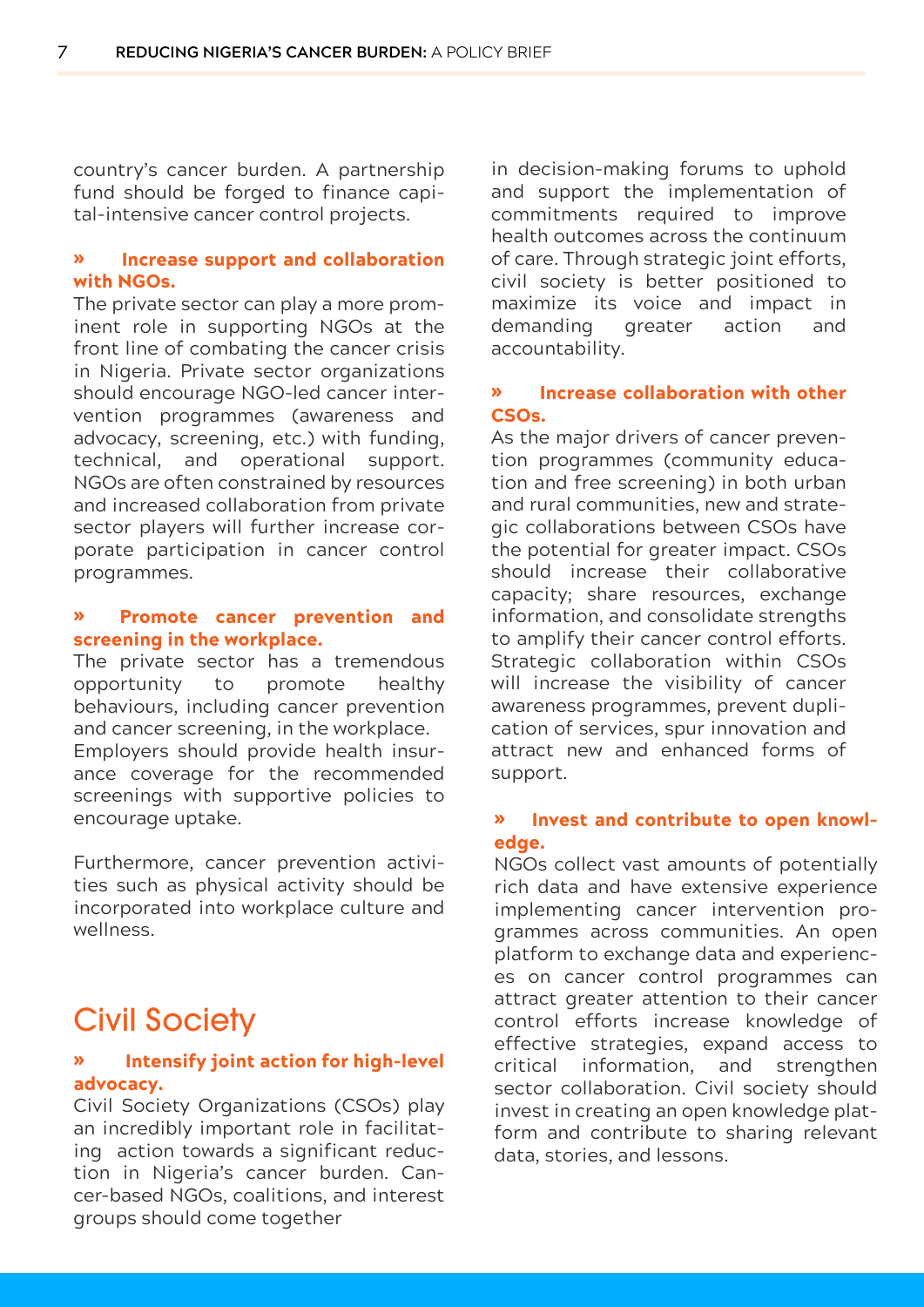country's cancer burden. A partnership fund should be forged to finance capital-intensive cancer control projects.

**» Increase support and collaboration with NGOs.**

The private sector can play a more prominent role in supporting NGOs at the front line of combating the cancer crisis in Nigeria. Private sector organizations should encourage NGO-led cancer intervention programmes (awareness and advocacy, screening, etc.) with funding, technical, and operational support. NGOs are often constrained by resources and increased collaboration from private sector players will further increase corporate participation in cancer control programmes.

**» Promote cancer prevention and screening in the workplace.**

The private sector has a tremendous opportunity to promote healthy behaviours, including cancer prevention and cancer screening, in the workplace.
Employers should provide health insurance coverage for the recommended screenings with supportive policies to encourage uptake.

Furthermore, cancer prevention activities such as physical activity should be incorporated into workplace culture and wellness.

## Civil Society

**» Intensify joint action for high-level advocacy.**

Civil Society Organizations (CSOs) play an incredibly important role in facilitating action towards a significant reduction in Nigeria's cancer burden. Cancer-based NGOs, coalitions, and interest groups should come together in decision-making forums to uphold and support the implementation of commitments required to improve health outcomes across the continuum of care. Through strategic joint efforts, civil society is better positioned to maximize its voice and impact in demanding greater action and accountability.

**» Increase collaboration with other CSOs.**

As the major drivers of cancer prevention programmes (community education and free screening) in both urban and rural communities, new and strategic collaborations between CSOs have the potential for greater impact. CSOs should increase their collaborative capacity; share resources, exchange information, and consolidate strengths to amplify their cancer control efforts. Strategic collaboration within CSOs will increase the visibility of cancer awareness programmes, prevent duplication of services, spur innovation and attract new and enhanced forms of support.

**» Invest and contribute to open knowledge.**

NGOs collect vast amounts of potentially rich data and have extensive experience implementing cancer intervention programmes across communities. An open platform to exchange data and experiences on cancer control programmes can attract greater attention to their cancer control efforts increase knowledge of effective strategies, expand access to critical information, and strengthen sector collaboration. Civil society should invest in creating an open knowledge platform and contribute to sharing relevant data, stories, and lessons.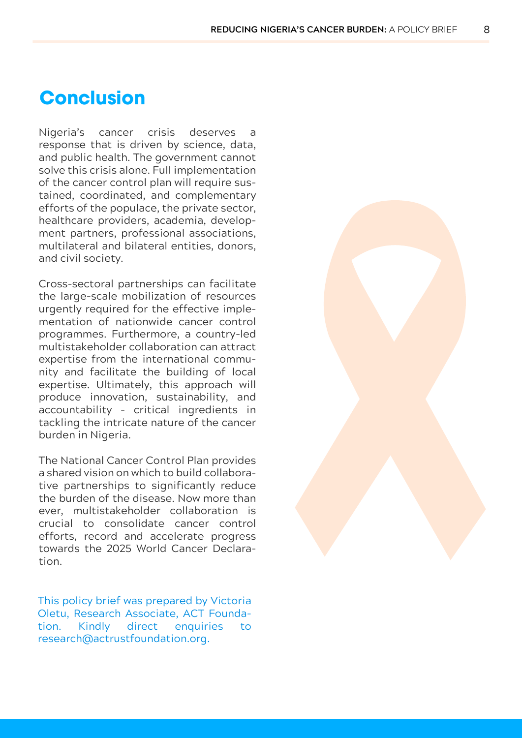## Conclusion

Nigeria's cancer crisis deserves a response that is driven by science, data, and public health. The government cannot solve this crisis alone. Full implementation of the cancer control plan will require sustained, coordinated, and complementary efforts of the populace, the private sector, healthcare providers, academia, development partners, professional associations, multilateral and bilateral entities, donors, and civil society.

Cross-sectoral partnerships can facilitate the large-scale mobilization of resources urgently required for the effective implementation of nationwide cancer control programmes. Furthermore, a country-led multistakeholder collaboration can attract expertise from the international community and facilitate the building of local expertise. Ultimately, this approach will produce innovation, sustainability, and accountability - critical ingredients in tackling the intricate nature of the cancer burden in Nigeria.

The National Cancer Control Plan provides a shared vision on which to build collaborative partnerships to significantly reduce the burden of the disease. Now more than ever, multistakeholder collaboration is crucial to consolidate cancer control efforts, record and accelerate progress towards the 2025 World Cancer Declaration.

This policy brief was prepared by Victoria Oletu, Research Associate, ACT Foundation. Kindly direct enquiries to research@actrustfoundation.org.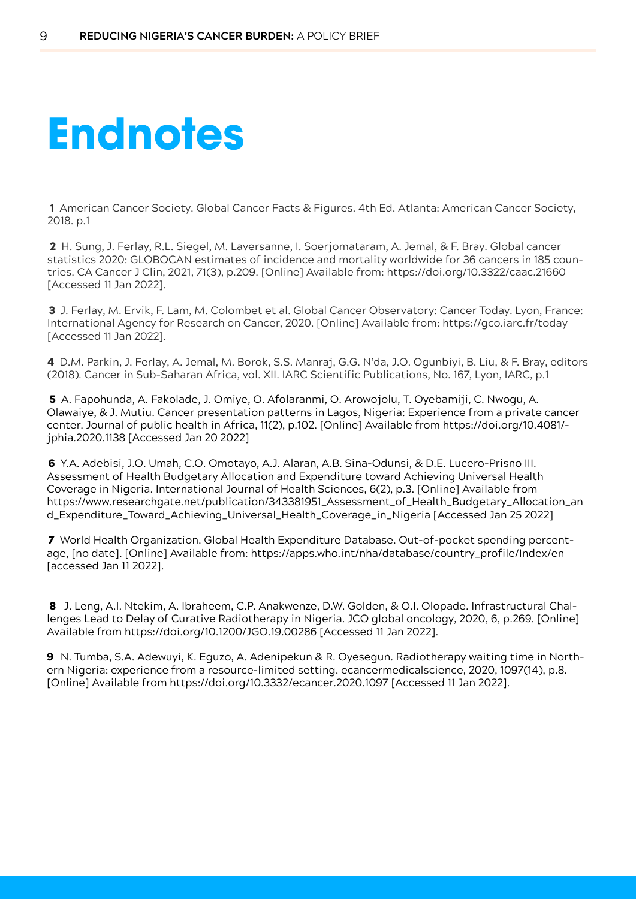# Endnotes

**1** American Cancer Society. Global Cancer Facts & Figures. 4th Ed. Atlanta: American Cancer Society, 2018. p.1

**2** H. Sung, J. Ferlay, R.L. Siegel, M. Laversanne, I. Soerjomataram, A. Jemal, & F. Bray. Global cancer statistics 2020: GLOBOCAN estimates of incidence and mortality worldwide for 36 cancers in 185 countries. CA Cancer J Clin, 2021, 71(3), p.209. [Online] Available from: https://doi.org/10.3322/caac.21660 [Accessed 11 Jan 2022].

**3** J. Ferlay, M. Ervik, F. Lam, M. Colombet et al. Global Cancer Observatory: Cancer Today. Lyon, France: International Agency for Research on Cancer, 2020. [Online] Available from: https://gco.iarc.fr/today [Accessed 11 Jan 2022].

**4** D.M. Parkin, J. Ferlay, A. Jemal, M. Borok, S.S. Manraj, G.G. N'da, J.O. Ogunbiyi, B. Liu, & F. Bray, editors (2018). Cancer in Sub-Saharan Africa, vol. XII. IARC Scientific Publications, No. 167, Lyon, IARC, p.1

**5** A. Fapohunda, A. Fakolade, J. Omiye, O. Afolaranmi, O. Arowojolu, T. Oyebamiji, C. Nwogu, A. Olawaiye, & J. Mutiu. Cancer presentation patterns in Lagos, Nigeria: Experience from a private cancer center. Journal of public health in Africa, 11(2), p.102. [Online] Available from https://doi.org/10.4081/jphia.2020.1138 [Accessed Jan 20 2022]

**6** Y.A. Adebisi, J.O. Umah, C.O. Omotayo, A.J. Alaran, A.B. Sina-Odunsi, & D.E. Lucero-Prisno III. Assessment of Health Budgetary Allocation and Expenditure toward Achieving Universal Health Coverage in Nigeria. International Journal of Health Sciences, 6(2), p.3. [Online] Available from https://www.researchgate.net/publication/343381951_Assessment_of_Health_Budgetary_Allocation_and_Expenditure_Toward_Achieving_Universal_Health_Coverage_in_Nigeria [Accessed Jan 25 2022]

**7** World Health Organization. Global Health Expenditure Database. Out-of-pocket spending percentage, [no date]. [Online] Available from: https://apps.who.int/nha/database/country_profile/Index/en [accessed Jan 11 2022].

**8** J. Leng, A.I. Ntekim, A. Ibraheem, C.P. Anakwenze, D.W. Golden, & O.I. Olopade. Infrastructural Challenges Lead to Delay of Curative Radiotherapy in Nigeria. JCO global oncology, 2020, 6, p.269. [Online] Available from https://doi.org/10.1200/JGO.19.00286 [Accessed 11 Jan 2022].

**9** N. Tumba, S.A. Adewuyi, K. Eguzo, A. Adenipekun & R. Oyesegun. Radiotherapy waiting time in Northern Nigeria: experience from a resource-limited setting. ecancermedicalscience, 2020, 1097(14), p.8. [Online] Available from https://doi.org/10.3332/ecancer.2020.1097 [Accessed 11 Jan 2022].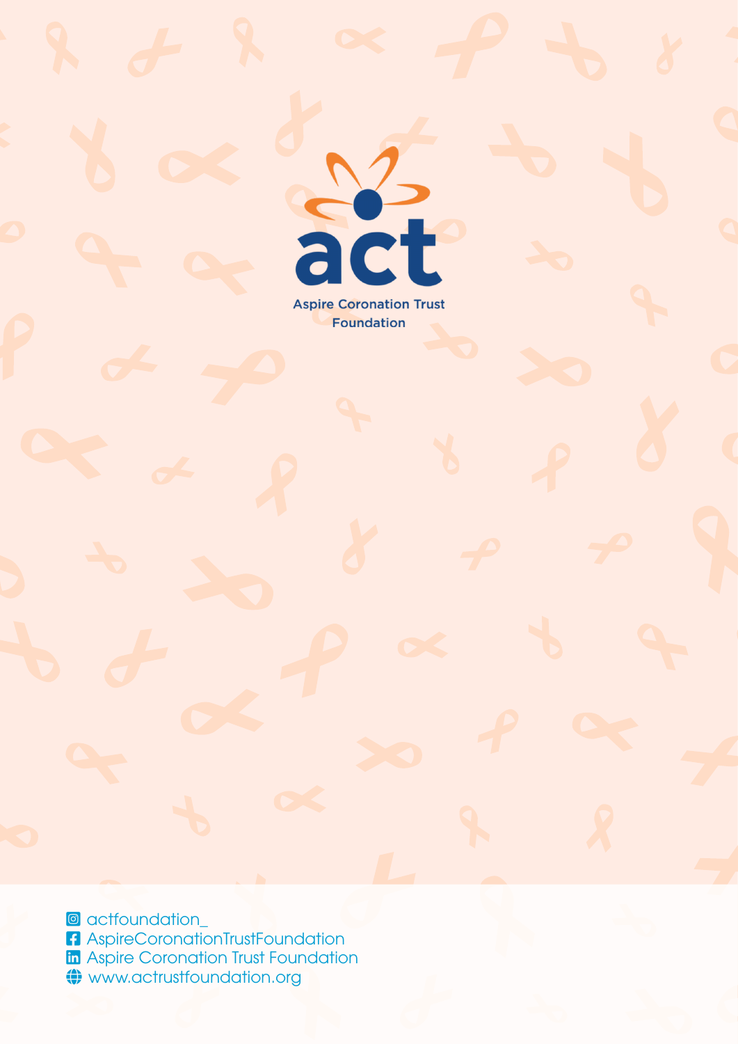act

Aspire Coronation Trust Foundation

actfoundation_
AspireCoronationTrustFoundation
Aspire Coronation Trust Foundation
www.actrustfoundation.org